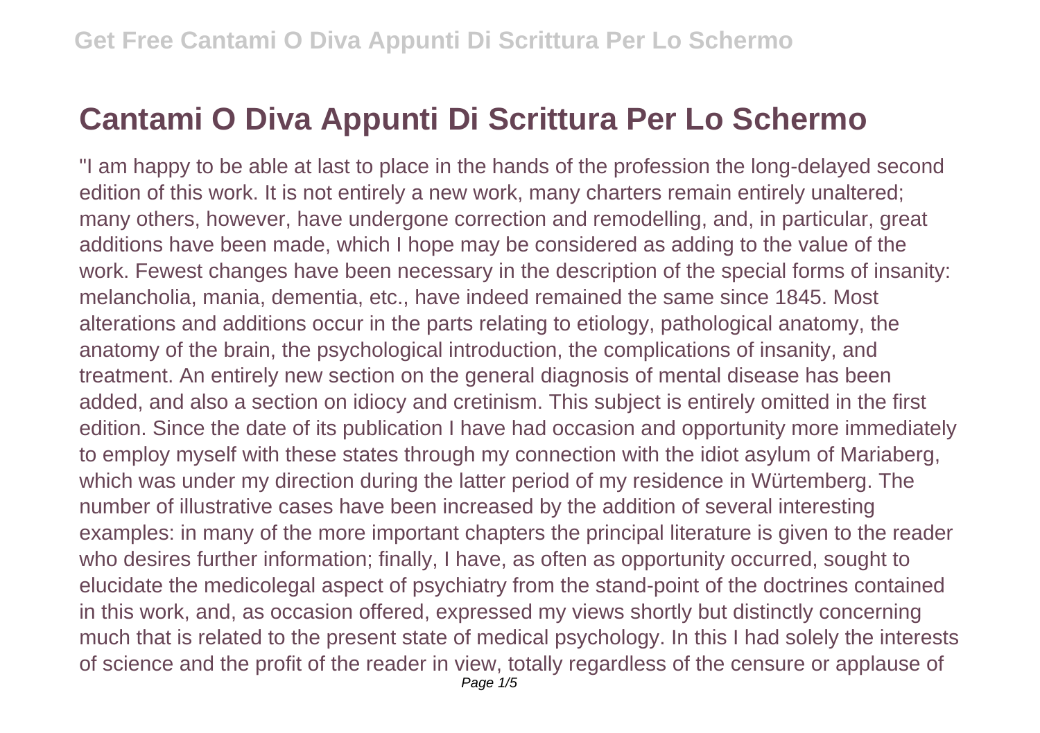# Cantami O Diva Appunti Di Scrittura Per Lo Schermo

"I am happy to be able at last to place in the hands of the profession the long-delayed second edition of this work. It is not entirely a new work, many charters remain entirely unaltered; many others, however, have undergone correction and remodelling, and, in particular, great additions have been made, which I hope may be considered as adding to the value of the work. Fewest changes have been necessary in the description of the special forms of insanity: melancholia, mania, dementia, etc., have indeed remained the same since 1845. Most alterations and additions occur in the parts relating to etiology, pathological anatomy, the anatomy of the brain, the psychological introduction, the complications of insanity, and treatment. An entirely new section on the general diagnosis of mental disease has been added, and also a section on idiocy and cretinism. This subject is entirely omitted in the first edition. Since the date of its publication I have had occasion and opportunity more immediately to employ myself with these states through my connection with the idiot asylum of Mariaberg, which was under my direction during the latter period of my residence in Würtemberg. The number of illustrative cases have been increased by the addition of several interesting examples: in many of the more important chapters the principal literature is given to the reader who desires further information; finally, I have, as often as opportunity occurred, sought to elucidate the medicolegal aspect of psychiatry from the stand-point of the doctrines contained in this work, and, as occasion offered, expressed my views shortly but distinctly concerning much that is related to the present state of medical psychology. In this I had solely the interests of science and the profit of the reader in view, totally regardless of the censure or applause of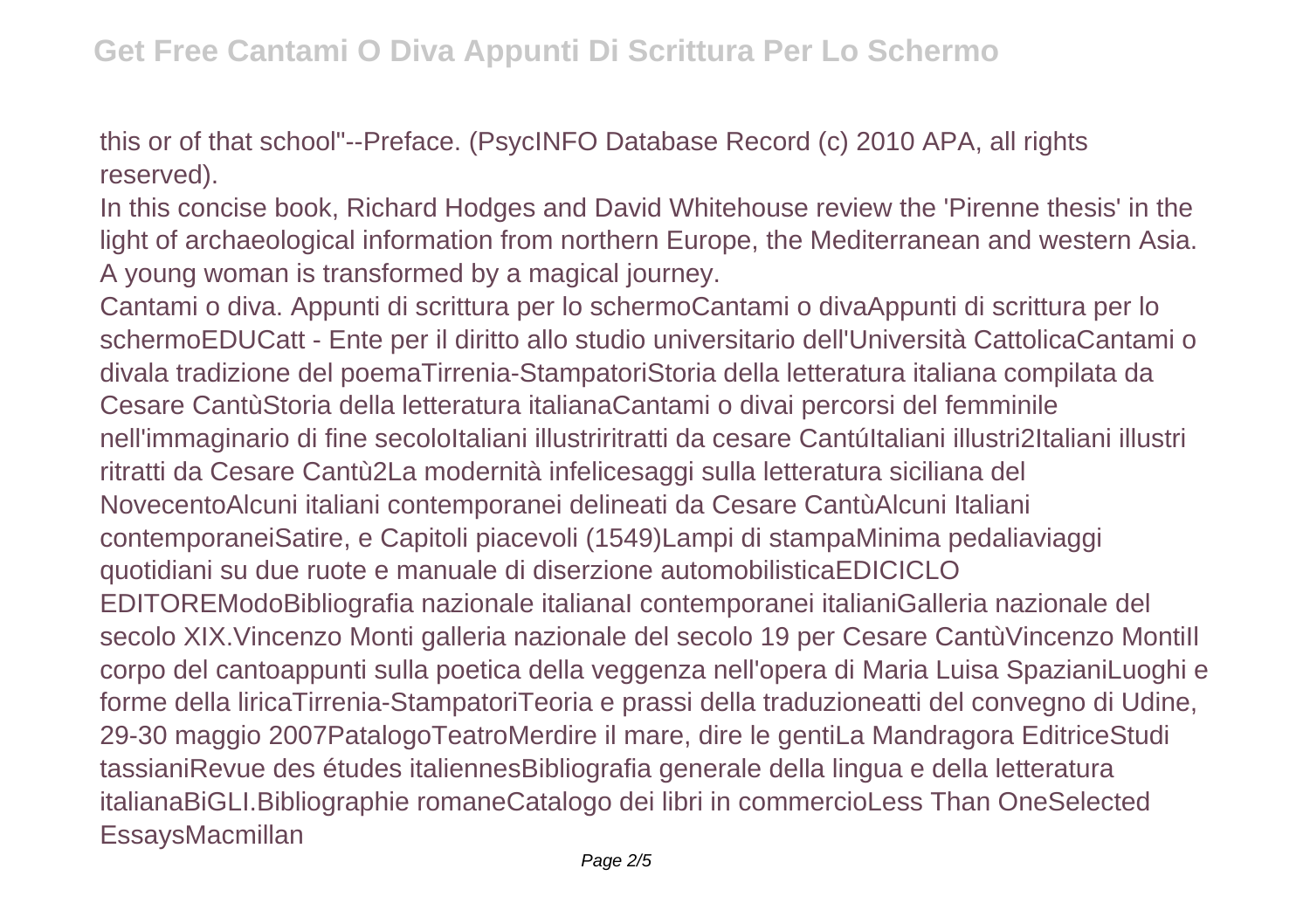this or of that school"--Preface. (PsycINFO Database Record (c) 2010 APA, all rights reserved).

In this concise book, Richard Hodges and David Whitehouse review the 'Pirenne thesis' in the light of archaeological information from northern Europe, the Mediterranean and western Asia.

A young woman is transformed by a magical journey.

Cantami o diva. Appunti di scrittura per lo schermoCantami o divaAppunti di scrittura per lo schermoEDUCatt - Ente per il diritto allo studio universitario dell'Università CattolicaCantami o divala tradizione del poemaTirrenia-StampatoriStoria della letteratura italiana compilata da Cesare CantùStoria della letteratura italianaCantami o divai percorsi del femminile nell'immaginario di fine secoloItaliani illustririratti da cesare CantúItaliani illustri2Italiani illustri ritratti da Cesare Cantù2La modernità infelicesaggi sulla letteratura siciliana del NovecentoAlcuni italiani contemporanei delineati da Cesare CantùAlcuni Italiani contemporaneiSatire, e Capitoli piacevoli (1549)Lampi di stampaMinima pedaliaviaggi quotidiani su due ruote e manuale di diserzione automobilisticaEDICICLO EDITOREModoBibliografia nazionale italianaI contemporanei italianiGalleria nazionale del secolo XIX.Vincenzo Monti galleria nazionale del secolo 19 per Cesare CantùVincenzo MontiIl corpo del cantoappunti sulla poetica della veggenza nell'opera di Maria Luisa SpazianiLuoghi e forme della liricaTirrenia-StampatoriTeoria e prassi della traduzioneatti del convegno di Udine, 29-30 maggio 2007PatalogoTeatroMerdire il mare, dire le gentiLa Mandragora EditriceStudi tassianiRevue des études italiennesBibliografia generale della lingua e della letteratura italianaBiGLI.Bibliographie romaneCatalogo dei libri in commercioLess Than OneSelected EssaysMacmillan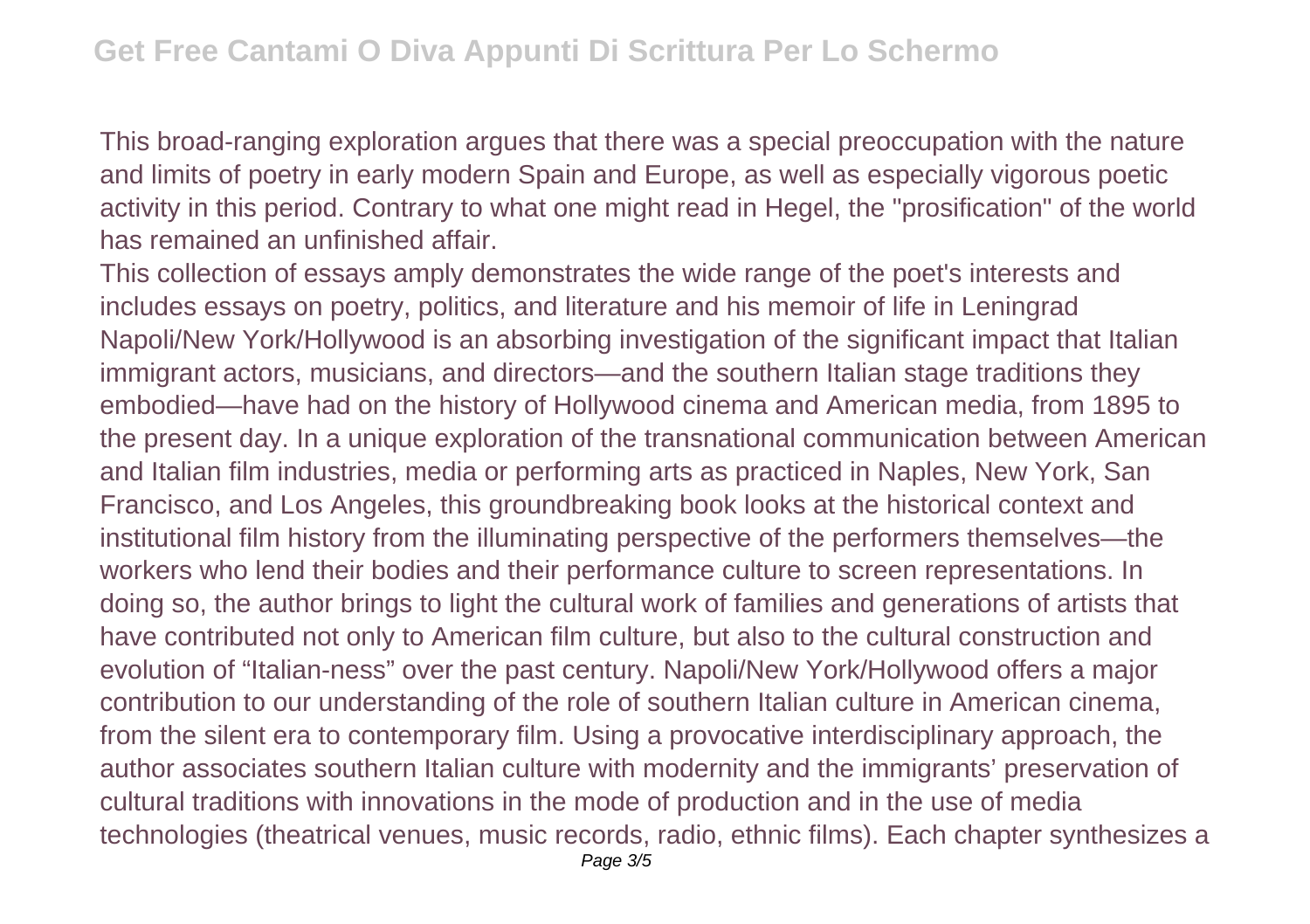This broad-ranging exploration argues that there was a special preoccupation with the nature and limits of poetry in early modern Spain and Europe, as well as especially vigorous poetic activity in this period. Contrary to what one might read in Hegel, the "prosification" of the world has remained an unfinished affair.

This collection of essays amply demonstrates the wide range of the poet's interests and includes essays on poetry, politics, and literature and his memoir of life in Leningrad

Napoli/New York/Hollywood is an absorbing investigation of the significant impact that Italian immigrant actors, musicians, and directors—and the southern Italian stage traditions they embodied—have had on the history of Hollywood cinema and American media, from 1895 to the present day. In a unique exploration of the transnational communication between American and Italian film industries, media or performing arts as practiced in Naples, New York, San Francisco, and Los Angeles, this groundbreaking book looks at the historical context and institutional film history from the illuminating perspective of the performers themselves—the workers who lend their bodies and their performance culture to screen representations. In doing so, the author brings to light the cultural work of families and generations of artists that have contributed not only to American film culture, but also to the cultural construction and evolution of "Italian-ness" over the past century. Napoli/New York/Hollywood offers a major contribution to our understanding of the role of southern Italian culture in American cinema, from the silent era to contemporary film. Using a provocative interdisciplinary approach, the author associates southern Italian culture with modernity and the immigrants' preservation of cultural traditions with innovations in the mode of production and in the use of media technologies (theatrical venues, music records, radio, ethnic films). Each chapter synthesizes a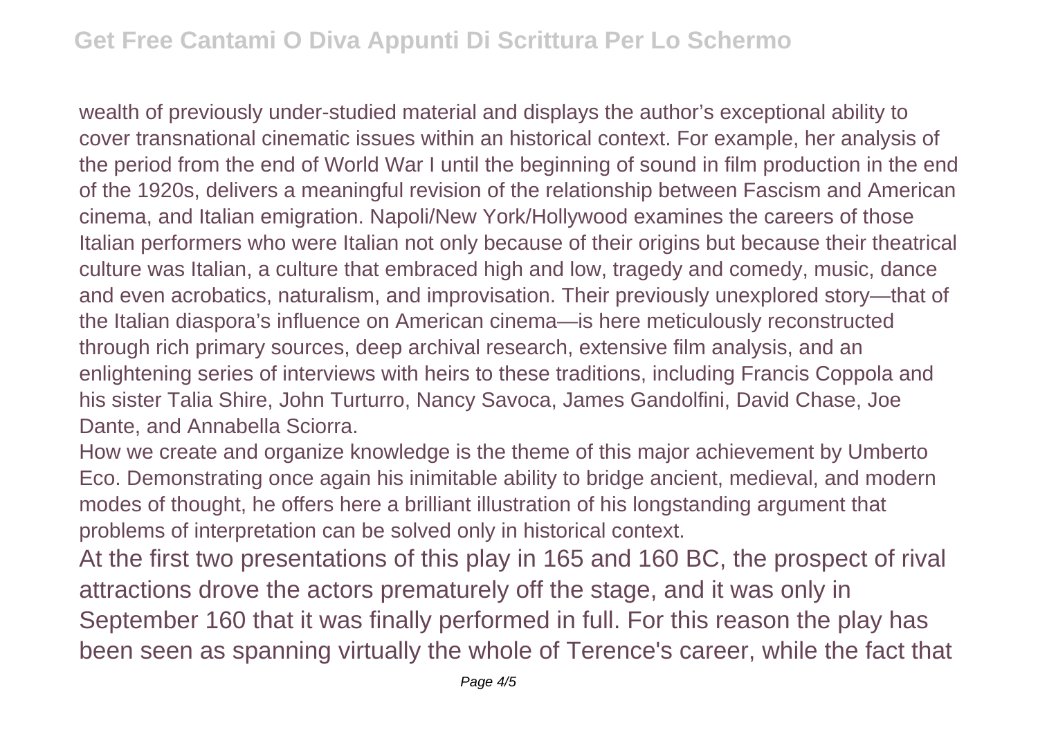wealth of previously under-studied material and displays the author's exceptional ability to cover transnational cinematic issues within an historical context. For example, her analysis of the period from the end of World War I until the beginning of sound in film production in the end of the 1920s, delivers a meaningful revision of the relationship between Fascism and American cinema, and Italian emigration. Napoli/New York/Hollywood examines the careers of those Italian performers who were Italian not only because of their origins but because their theatrical culture was Italian, a culture that embraced high and low, tragedy and comedy, music, dance and even acrobatics, naturalism, and improvisation. Their previously unexplored story—that of the Italian diaspora's influence on American cinema—is here meticulously reconstructed through rich primary sources, deep archival research, extensive film analysis, and an enlightening series of interviews with heirs to these traditions, including Francis Coppola and his sister Talia Shire, John Turturro, Nancy Savoca, James Gandolfini, David Chase, Joe Dante, and Annabella Sciorra.

How we create and organize knowledge is the theme of this major achievement by Umberto Eco. Demonstrating once again his inimitable ability to bridge ancient, medieval, and modern modes of thought, he offers here a brilliant illustration of his longstanding argument that problems of interpretation can be solved only in historical context.

At the first two presentations of this play in 165 and 160 BC, the prospect of rival attractions drove the actors prematurely off the stage, and it was only in September 160 that it was finally performed in full. For this reason the play has been seen as spanning virtually the whole of Terence's career, while the fact that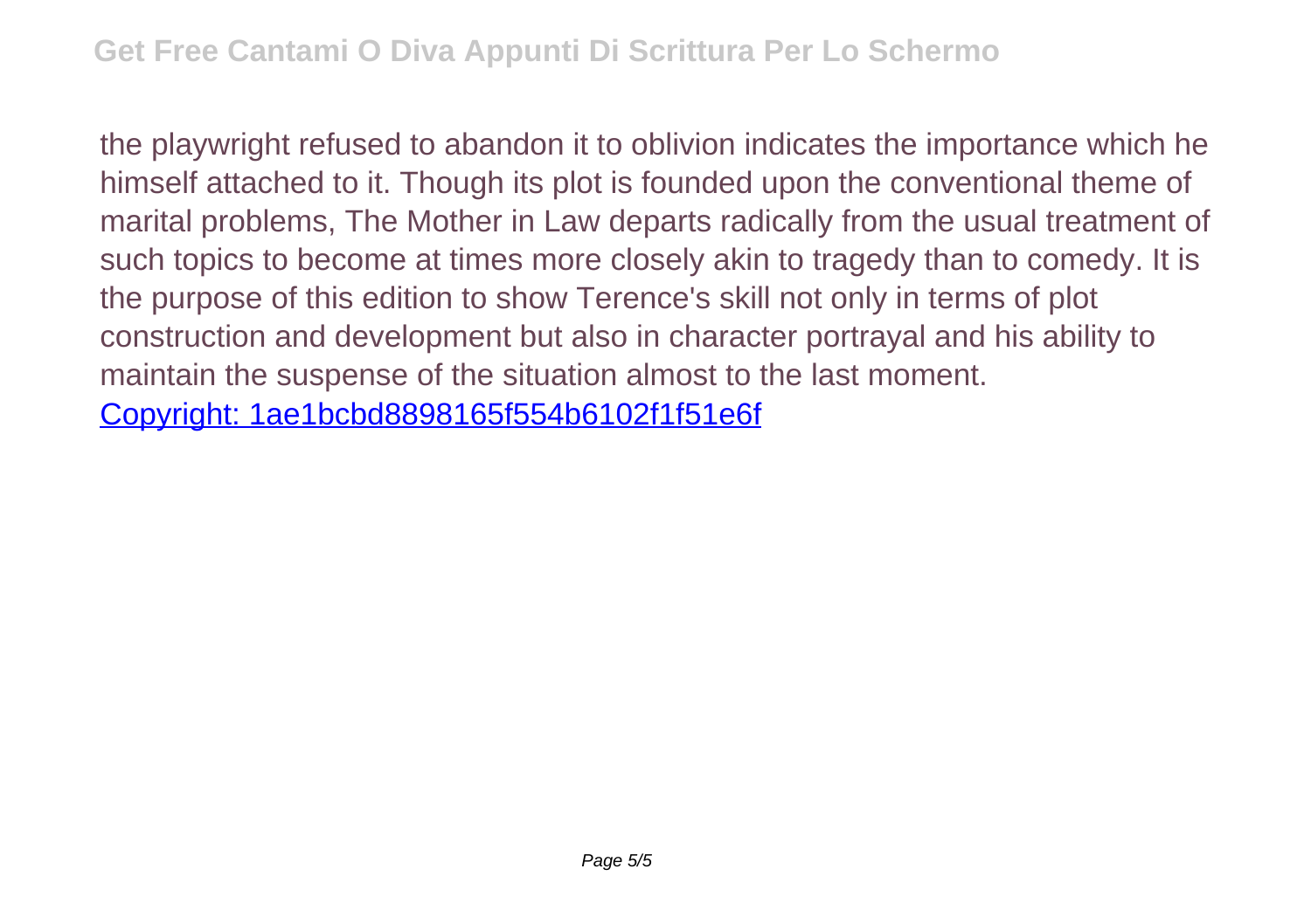the playwright refused to abandon it to oblivion indicates the importance which he himself attached to it. Though its plot is founded upon the conventional theme of marital problems, The Mother in Law departs radically from the usual treatment of such topics to become at times more closely akin to tragedy than to comedy. It is the purpose of this edition to show Terence's skill not only in terms of plot construction and development but also in character portrayal and his ability to maintain the suspense of the situation almost to the last moment.

Copyright: 1ae1bcbd8898165f554b6102f1f51e6f